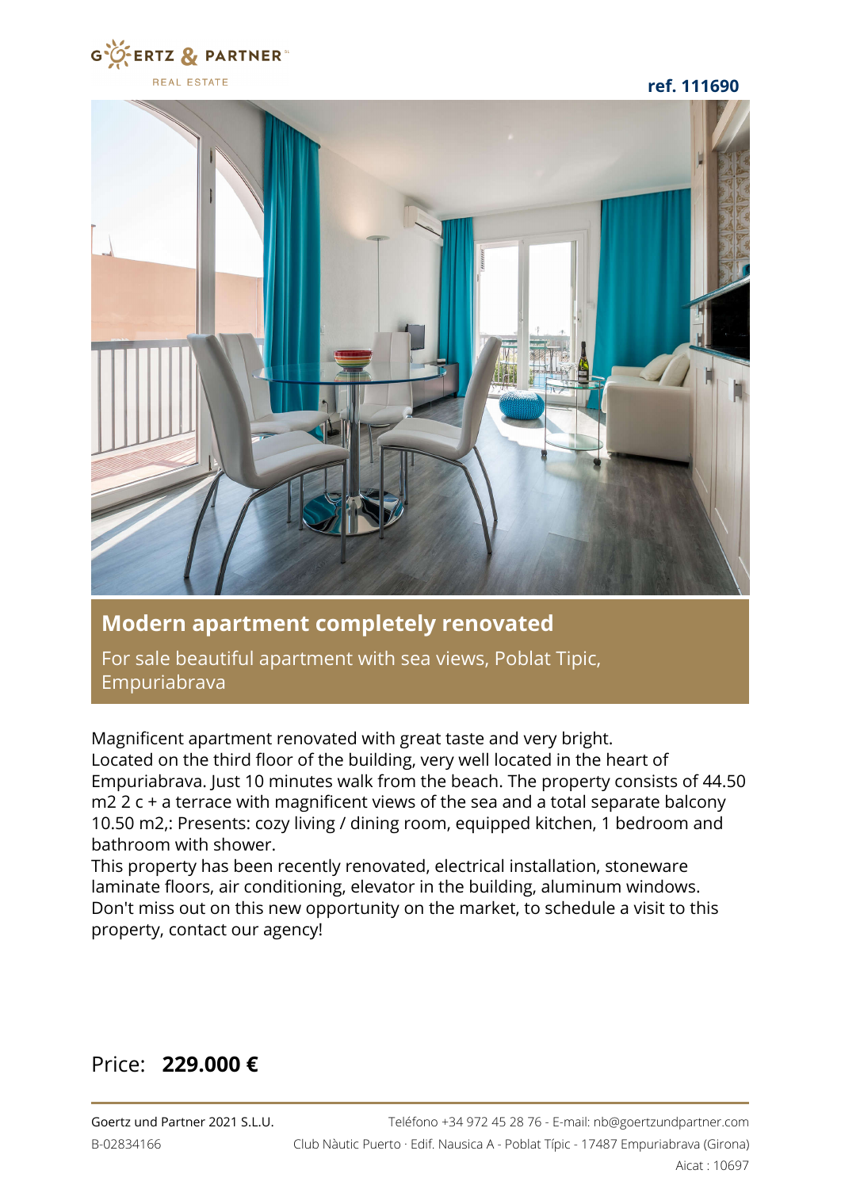GOERTZ & PARTNER REAL ESTATE

**ref. 111690**

# Modern apartment completely renovated

For sale beautiful apartment with sea views, Poblat Tipic, Empuriabrava

Magnificent apartment renovated with great taste and very bright.
Located on the third floor of the building, very well located in the heart of Empuriabrava. Just 10 minutes walk from the beach. The property consists of 44.50 m2 2 c + a terrace with magnificent views of the sea and a total separate balcony 10.50 m2,: Presents: cozy living / dining room, equipped kitchen, 1 bedroom and bathroom with shower.
This property has been recently renovated, electrical installation, stoneware laminate floors, air conditioning, elevator in the building, aluminum windows.
Don't miss out on this new opportunity on the market, to schedule a visit to this property, contact our agency!

Price: **229.000 €**

Goertz und Partner 2021 S.L.U.
B-02834166

Teléfono +34 972 45 28 76 - E-mail: nb@goertzundpartner.com
Club Nàutic Puerto · Edif. Nausica A - Poblat Típic - 17487 Empuriabrava (Girona)
Aicat : 10697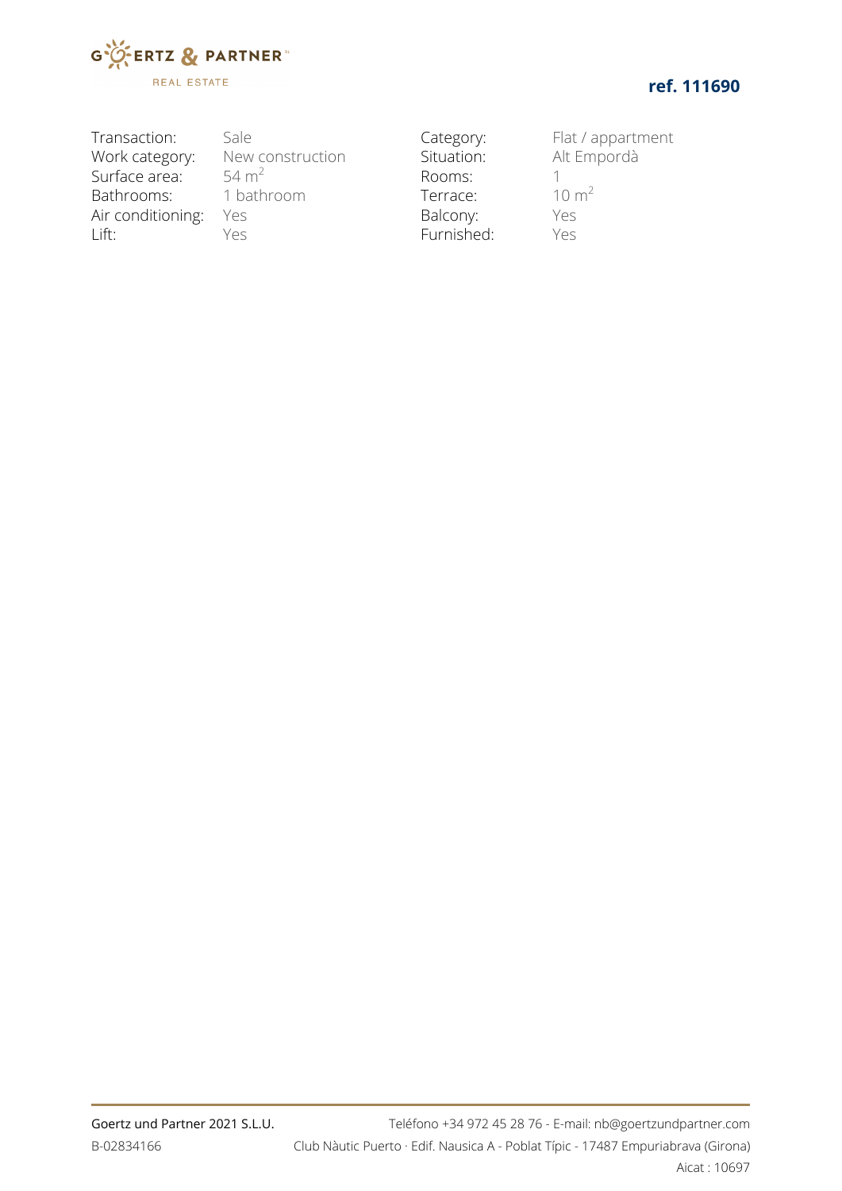**ref. 111690**

| | | | |
|---|---|---|---|
| Transaction: | Sale | Category: | Flat / appartment |
| Work category: | New construction | Situation: | Alt Empordà |
| Surface area: | 54 m$^2$ | Rooms: | 1 |
| Bathrooms: | 1 bathroom | Terrace: | 10 m$^2$ |
| Air conditioning: | Yes | Balcony: | Yes |
| Lift: | Yes | Furnished: | Yes |

Goertz und Partner 2021 S.L.U.
B-02834166

Teléfono +34 972 45 28 76 - E-mail: nb@goertzundpartner.com
Club Nàutic Puerto · Edif. Nausica A - Poblat Típic - 17487 Empuriabrava (Girona)
Aicat : 10697